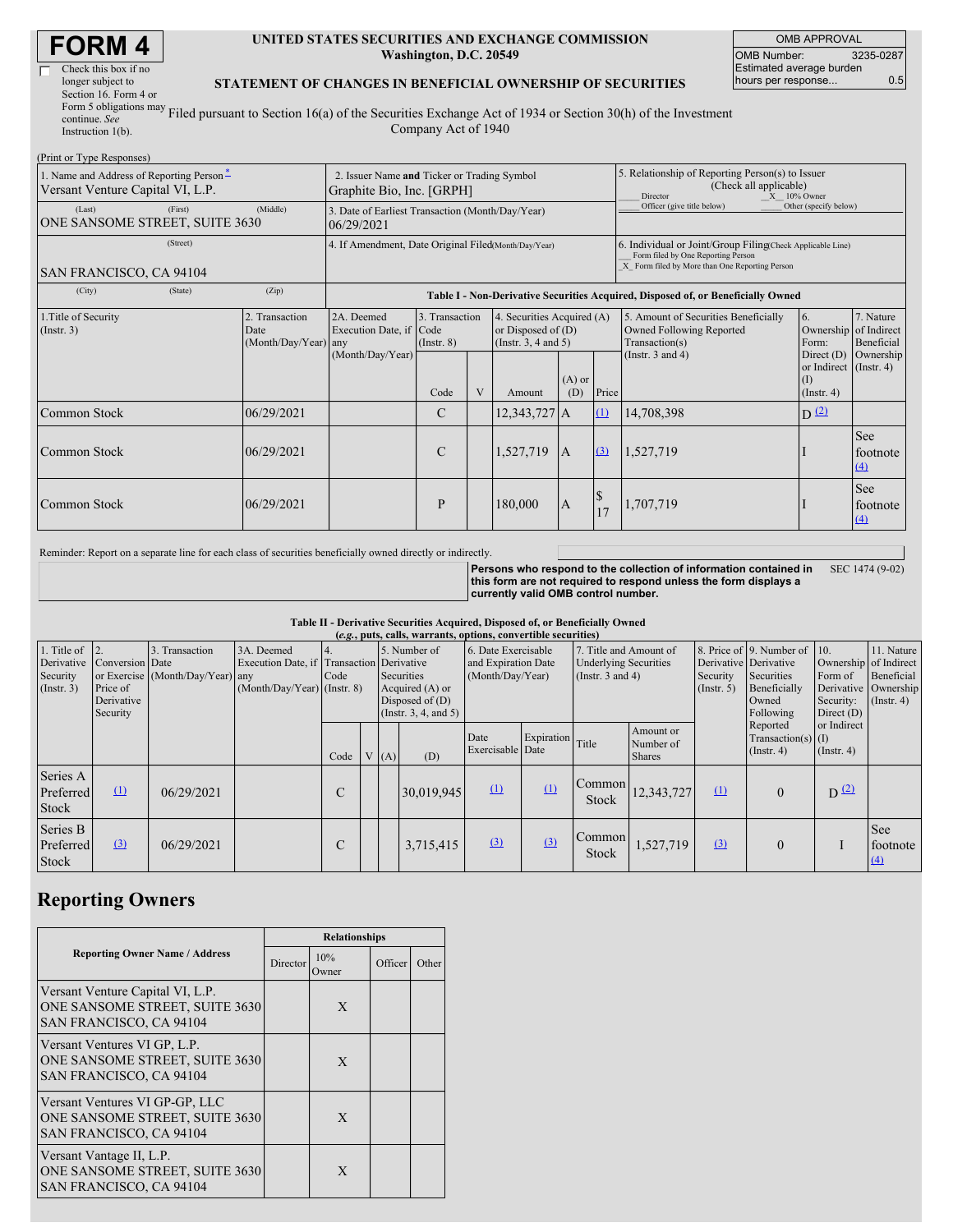# FORM 4

☐ Check this box if no longer subject to Section 16. Form 4 or Form 5 obligations may continue. *See* Instruction 1(b).

**UNITED STATES SECURITIES AND EXCHANGE COMMISSION**
**Washington, D.C. 20549**

**STATEMENT OF CHANGES IN BENEFICIAL OWNERSHIP OF SECURITIES**

Filed pursuant to Section 16(a) of the Securities Exchange Act of 1934 or Section 30(h) of the Investment Company Act of 1940

| OMB APPROVAL | |
|---|---|
| OMB Number: | 3235-0287 |
| Estimated average burden hours per response... | 0.5 |

(Print or Type Responses)

| 1. Name and Address of Reporting Person* | 2. Issuer Name and Ticker or Trading Symbol | 5. Relationship of Reporting Person(s) to Issuer (Check all applicable) |
|---|---|---|
| Versant Venture Capital VI, L.P. | Graphite Bio, Inc. [GRPH] | ___ Director _X_ 10% Owner ___ Officer (give title below) ___ Other (specify below) |
| (Last) (First) (Middle) ONE SANSOME STREET, SUITE 3630 | 3. Date of Earliest Transaction (Month/Day/Year) 06/29/2021 | |
| (Street) SAN FRANCISCO, CA 94104 | 4. If Amendment, Date Original Filed (Month/Day/Year) | 6. Individual or Joint/Group Filing (Check Applicable Line) ___ Form filed by One Reporting Person _X_ Form filed by More than One Reporting Person |
| (City) (State) (Zip) | | |

**Table I - Non-Derivative Securities Acquired, Disposed of, or Beneficially Owned**

| 1.Title of Security (Instr. 3) | 2. Transaction Date (Month/Day/Year) | 2A. Deemed Execution Date, if any (Month/Day/Year) | 3. Transaction Code (Instr. 8) Code | V | 4. Securities Acquired (A) or Disposed of (D) (Instr. 3, 4 and 5) Amount | (A) or (D) | Price | 5. Amount of Securities Beneficially Owned Following Reported Transaction(s) (Instr. 3 and 4) | 6. Ownership Form: Direct (D) or Indirect (I) (Instr. 4) | 7. Nature of Indirect Beneficial Ownership (Instr. 4) |
|---|---|---|---|---|---|---|---|---|---|---|
| Common Stock | 06/29/2021 | | C | | 12,343,727 | A | (1) | 14,708,398 | D (2) | |
| Common Stock | 06/29/2021 | | C | | 1,527,719 | A | (3) | 1,527,719 | I | See footnote (4) |
| Common Stock | 06/29/2021 | | P | | 180,000 | A | $ 17 | 1,707,719 | I | See footnote (4) |

Reminder: Report on a separate line for each class of securities beneficially owned directly or indirectly.

**Persons who respond to the collection of information contained in this form are not required to respond unless the form displays a currently valid OMB control number.** SEC 1474 (9-02)

**Table II - Derivative Securities Acquired, Disposed of, or Beneficially Owned**
**(*e.g.*, puts, calls, warrants, options, convertible securities)**

| 1. Title of Derivative Security (Instr. 3) | 2. Conversion or Exercise Price of Derivative Security | 3. Transaction Date (Month/Day/Year) | 3A. Deemed Execution Date, if any (Month/Day/Year) | 4. Transaction Code (Instr. 8) Code | V | 5. Number of Derivative Securities Acquired (A) or Disposed of (D) (Instr. 3, 4, and 5) (A) | (D) | 6. Date Exercisable and Expiration Date (Month/Day/Year) Date Exercisable | Expiration Date | 7. Title and Amount of Underlying Securities (Instr. 3 and 4) Title | Amount or Number of Shares | 8. Price of Derivative Security (Instr. 5) | 9. Number of Derivative Securities Beneficially Owned Following Reported Transaction(s) (Instr. 4) | 10. Ownership Form of Derivative Security: Direct (D) or Indirect (I) (Instr. 4) | 11. Nature of Indirect Beneficial Ownership (Instr. 4) |
|---|---|---|---|---|---|---|---|---|---|---|---|---|---|---|---|
| Series A Preferred Stock | (1) | 06/29/2021 | | C | | | 30,019,945 | (1) | (1) | Common Stock | 12,343,727 | (1) | 0 | D (2) | |
| Series B Preferred Stock | (3) | 06/29/2021 | | C | | | 3,715,415 | (3) | (3) | Common Stock | 1,527,719 | (3) | 0 | I | See footnote (4) |

## Reporting Owners

| Reporting Owner Name / Address | Director | 10% Owner | Officer | Other |
|---|---|---|---|---|
| Versant Venture Capital VI, L.P. ONE SANSOME STREET, SUITE 3630 SAN FRANCISCO, CA 94104 | | X | | |
| Versant Ventures VI GP, L.P. ONE SANSOME STREET, SUITE 3630 SAN FRANCISCO, CA 94104 | | X | | |
| Versant Ventures VI GP-GP, LLC ONE SANSOME STREET, SUITE 3630 SAN FRANCISCO, CA 94104 | | X | | |
| Versant Vantage II, L.P. ONE SANSOME STREET, SUITE 3630 SAN FRANCISCO, CA 94104 | | X | | |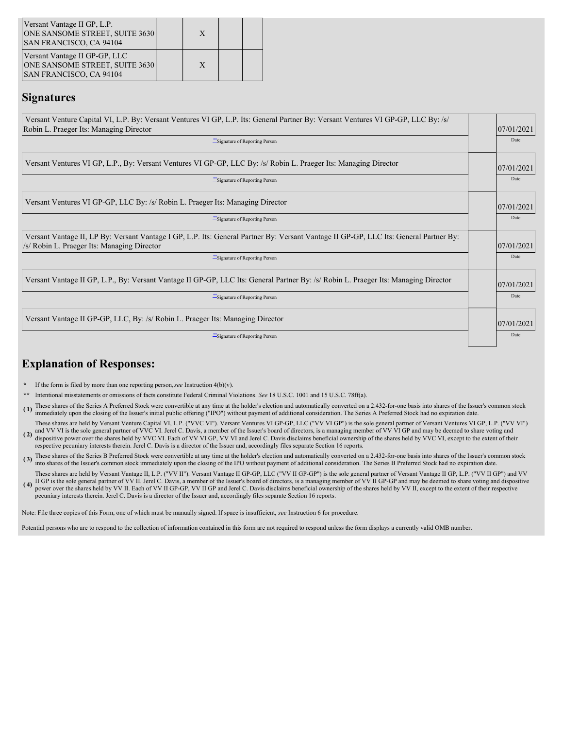| | | | | |
|---|---|---|---|---|
| Versant Vantage II GP, L.P.<br>ONE SANSOME STREET, SUITE 3630<br>SAN FRANCISCO, CA 94104 | | X | | |
| Versant Vantage II GP-GP, LLC<br>ONE SANSOME STREET, SUITE 3630<br>SAN FRANCISCO, CA 94104 | | X | | |

## Signatures

| | | |
|---|---|---|
| Versant Venture Capital VI, L.P. By: Versant Ventures VI GP, L.P. Its: General Partner By: Versant Ventures VI GP-GP, LLC By: /s/ Robin L. Praeger Its: Managing Director | | 07/01/2021 |
| **Signature of Reporting Person | | Date |
| Versant Ventures VI GP, L.P., By: Versant Ventures VI GP-GP, LLC By: /s/ Robin L. Praeger Its: Managing Director | | 07/01/2021 |
| **Signature of Reporting Person | | Date |
| Versant Ventures VI GP-GP, LLC By: /s/ Robin L. Praeger Its: Managing Director | | 07/01/2021 |
| **Signature of Reporting Person | | Date |
| Versant Vantage II, LP By: Versant Vantage I GP, L.P. Its: General Partner By: Versant Vantage II GP-GP, LLC Its: General Partner By: /s/ Robin L. Praeger Its: Managing Director | | 07/01/2021 |
| **Signature of Reporting Person | | Date |
| Versant Vantage II GP, L.P., By: Versant Vantage II GP-GP, LLC Its: General Partner By: /s/ Robin L. Praeger Its: Managing Director | | 07/01/2021 |
| **Signature of Reporting Person | | Date |
| Versant Vantage II GP-GP, LLC, By: /s/ Robin L. Praeger Its: Managing Director | | 07/01/2021 |
| **Signature of Reporting Person | | Date |

## Explanation of Responses:

\* If the form is filed by more than one reporting person, *see* Instruction 4(b)(v).

\*\* Intentional misstatements or omissions of facts constitute Federal Criminal Violations. *See* 18 U.S.C. 1001 and 15 U.S.C. 78ff(a).

(1) These shares of the Series A Preferred Stock were convertible at any time at the holder's election and automatically converted on a 2.432-for-one basis into shares of the Issuer's common stock immediately upon the closing of the Issuer's initial public offering ("IPO") without payment of additional consideration. The Series A Preferred Stock had no expiration date.

(2) These shares are held by Versant Venture Capital VI, L.P. ("VVC VI"). Versant Ventures VI GP-GP, LLC ("VV VI GP") is the sole general partner of Versant Ventures VI GP, L.P. ("VV VI") and VV VI is the sole general partner of VVC VI. Jerel C. Davis, a member of the Issuer's board of directors, is a managing member of VV VI GP and may be deemed to share voting and dispositive power over the shares held by VVC VI. Each of VV VI GP, VV VI and Jerel C. Davis disclaims beneficial ownership of the shares held by VVC VI, except to the extent of their respective pecuniary interests therein. Jerel C. Davis is a director of the Issuer and, accordingly files separate Section 16 reports.

(3) These shares of the Series B Preferred Stock were convertible at any time at the holder's election and automatically converted on a 2.432-for-one basis into shares of the Issuer's common stock immediately upon the closing of the IPO without payment of additional consideration. The Series B Preferred Stock had no expiration date.

(4) These shares are held by Versant Vantage II, L.P. ("VV II"). Versant Vantage II GP-GP, LLC ("VV II GP-GP") is the sole general partner of Versant Vantage II GP, L.P. ("VV II GP") and VV II GP is the sole general partner of VV II. Jerel C. Davis, a member of the Issuer's board of directors, is a managing member of VV II GP-GP and may be deemed to share voting and dispositive power over the shares held by VV II. Each of VV II GP-GP, VV II GP and Jerel C. Davis disclaims beneficial ownership of the shares held by VV II, except to the extent of their respective pecuniary interests therein. Jerel C. Davis is a director of the Issuer and, accordingly files separate Section 16 reports.

Note: File three copies of this Form, one of which must be manually signed. If space is insufficient, *see* Instruction 6 for procedure.

Potential persons who are to respond to the collection of information contained in this form are not required to respond unless the form displays a currently valid OMB number.